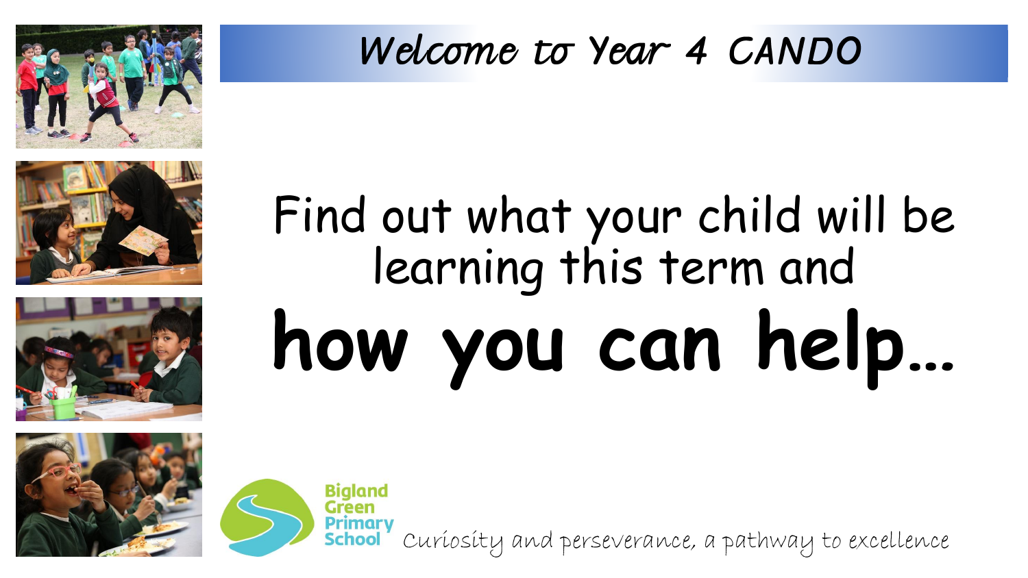# Welcome to Year 4 CANDO

Find out what your child will be learning this term and

**how you can help…**

Bigland Green Primary School

*Curiosity and perseverance, a pathway to excellence*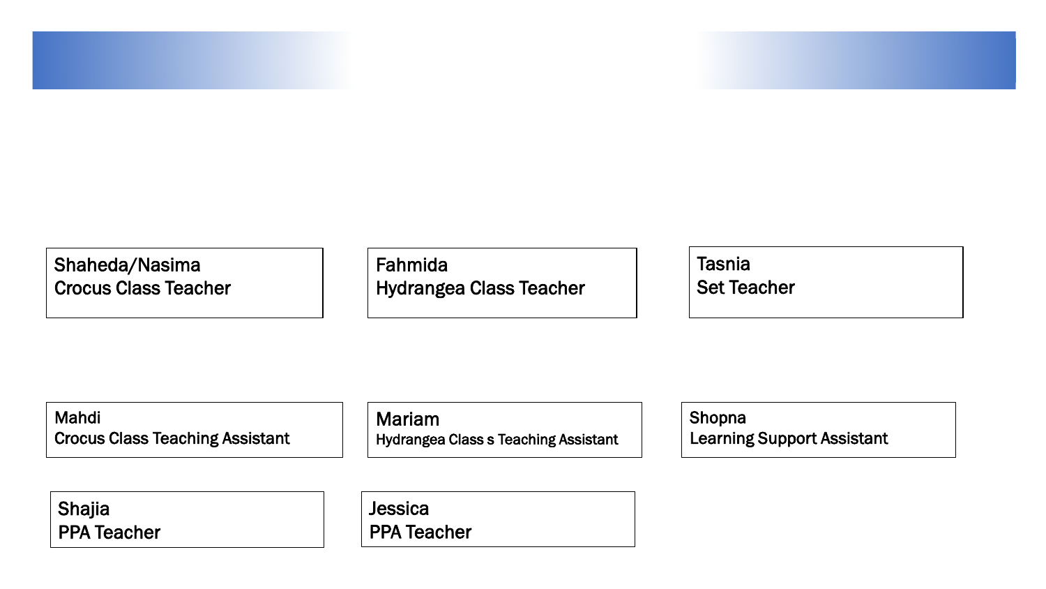Shaheda/Nasima
Crocus Class Teacher

Fahmida
Hydrangea Class Teacher

Tasnia
Set Teacher

Mahdi
Crocus Class Teaching Assistant

Mariam
Hydrangea Class s Teaching Assistant

Shopna
Learning Support Assistant

Shajia
PPA Teacher

Jessica
PPA Teacher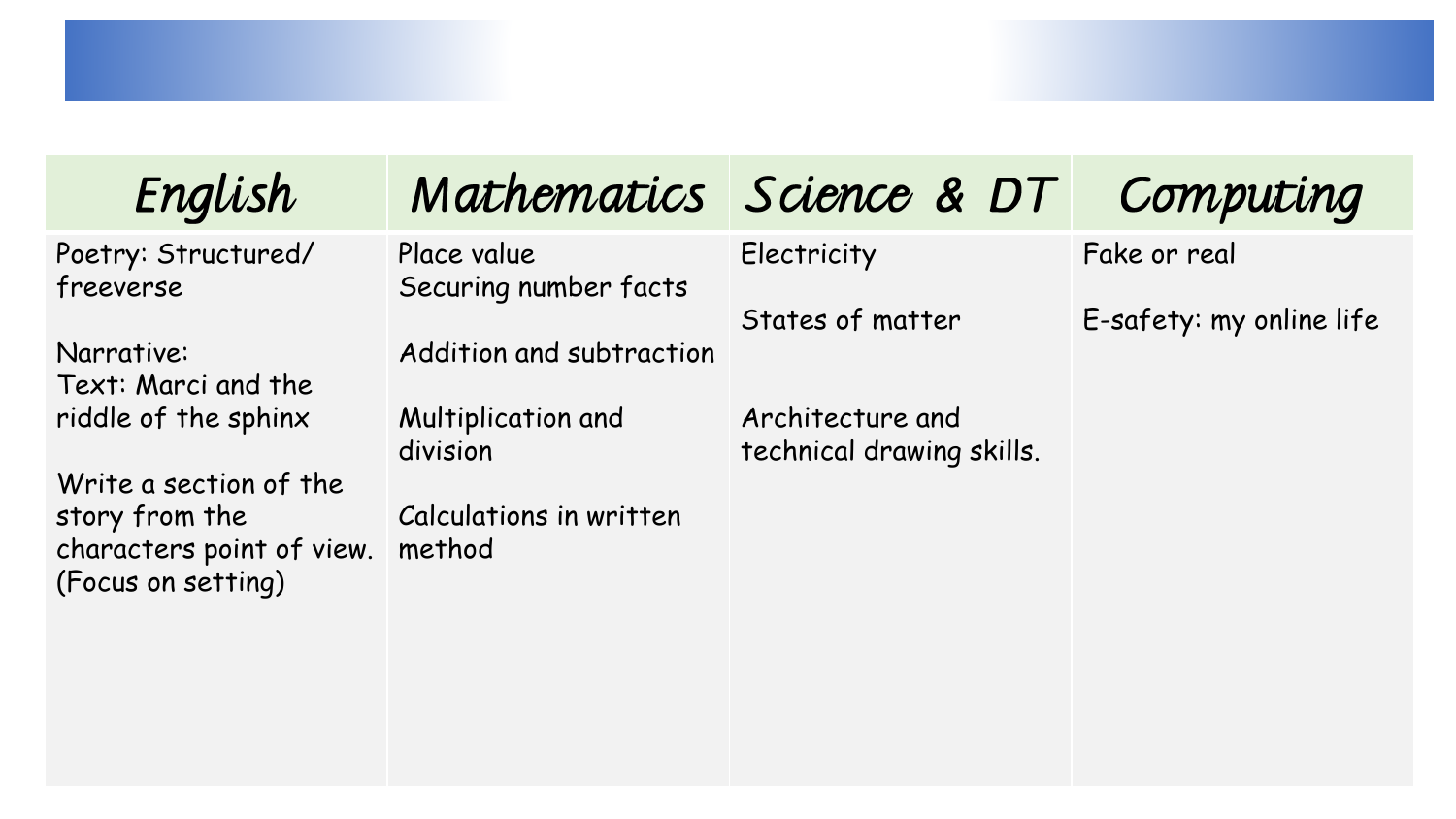| English | Mathematics | Science & DT | Computing |
|---|---|---|---|
| Poetry: Structured/ freeverse<br><br>Narrative:<br>Text: Marci and the riddle of the sphinx<br><br>Write a section of the story from the characters point of view. (Focus on setting) | Place value<br>Securing number facts<br><br>Addition and subtraction<br><br>Multiplication and division<br><br>Calculations in written method | Electricity<br><br>States of matter<br><br>Architecture and technical drawing skills. | Fake or real<br><br>E-safety: my online life |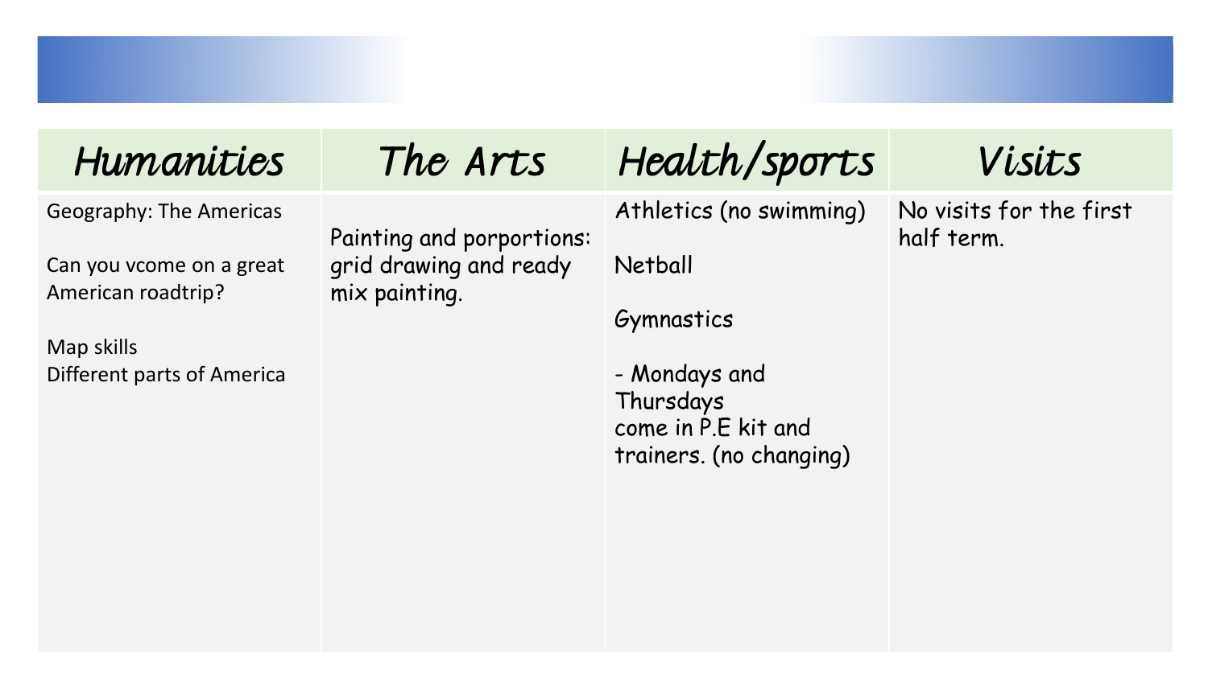| Humanities | The Arts | Health/sports | Visits |
| --- | --- | --- | --- |
| Geography: The Americas<br><br>Can you vcome on a great American roadtrip?<br><br>Map skills<br>Different parts of America | Painting and porportions: grid drawing and ready mix painting. | Athletics (no swimming)<br><br>Netball<br><br>Gymnastics<br><br>- Mondays and Thursdays come in P.E kit and trainers. (no changing) | No visits for the first half term. |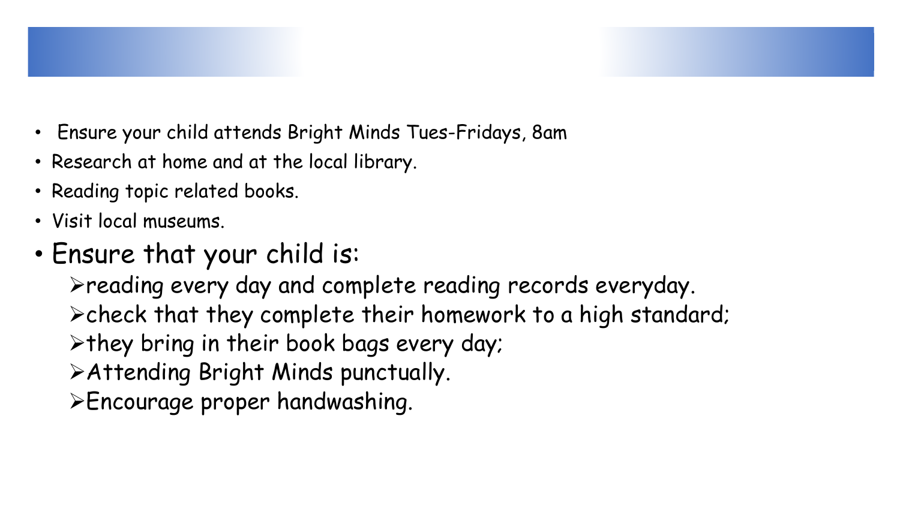- Ensure your child attends Bright Minds Tues-Fridays, 8am
- Research at home and at the local library.
- Reading topic related books.
- Visit local museums.
- Ensure that your child is:
  - reading every day and complete reading records everyday.
  - check that they complete their homework to a high standard;
  - they bring in their book bags every day;
  - Attending Bright Minds punctually.
  - Encourage proper handwashing.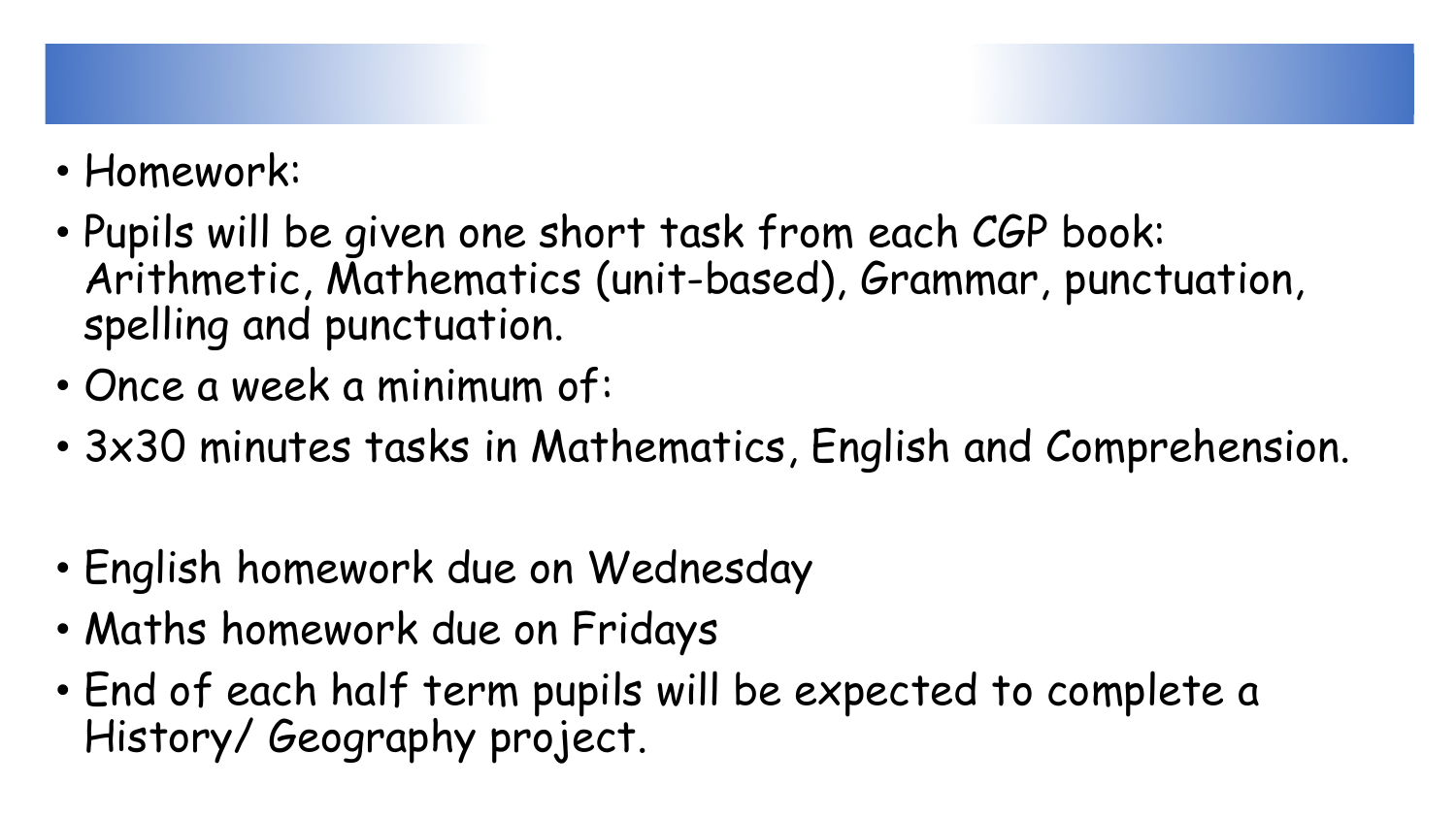- Homework:
- Pupils will be given one short task from each CGP book: Arithmetic, Mathematics (unit-based), Grammar, punctuation, spelling and punctuation.
- Once a week a minimum of:
- 3x30 minutes tasks in Mathematics, English and Comprehension.

- English homework due on Wednesday
- Maths homework due on Fridays
- End of each half term pupils will be expected to complete a History/ Geography project.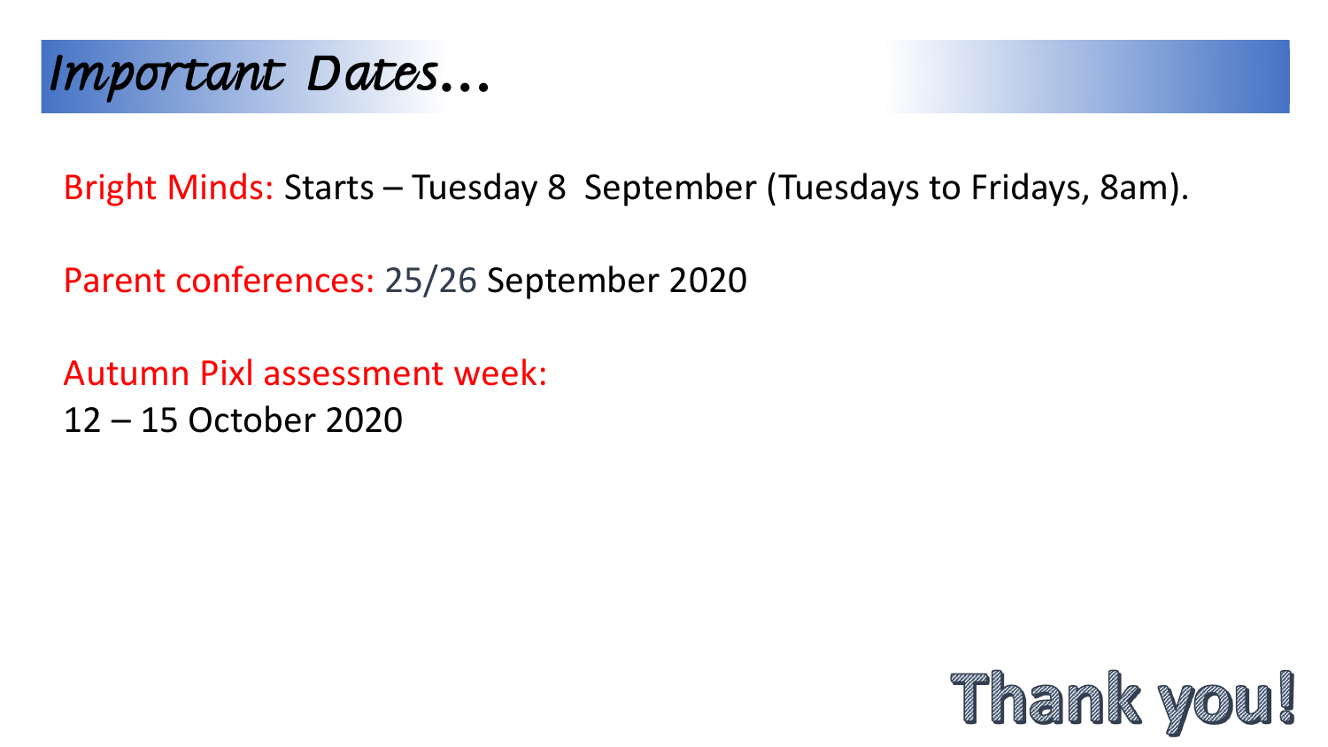# *Important Dates…*

Bright Minds: Starts – Tuesday 8 September (Tuesdays to Fridays, 8am).

Parent conferences: 25/26 September 2020

Autumn Pixl assessment week:
12 – 15 October 2020

Thank you!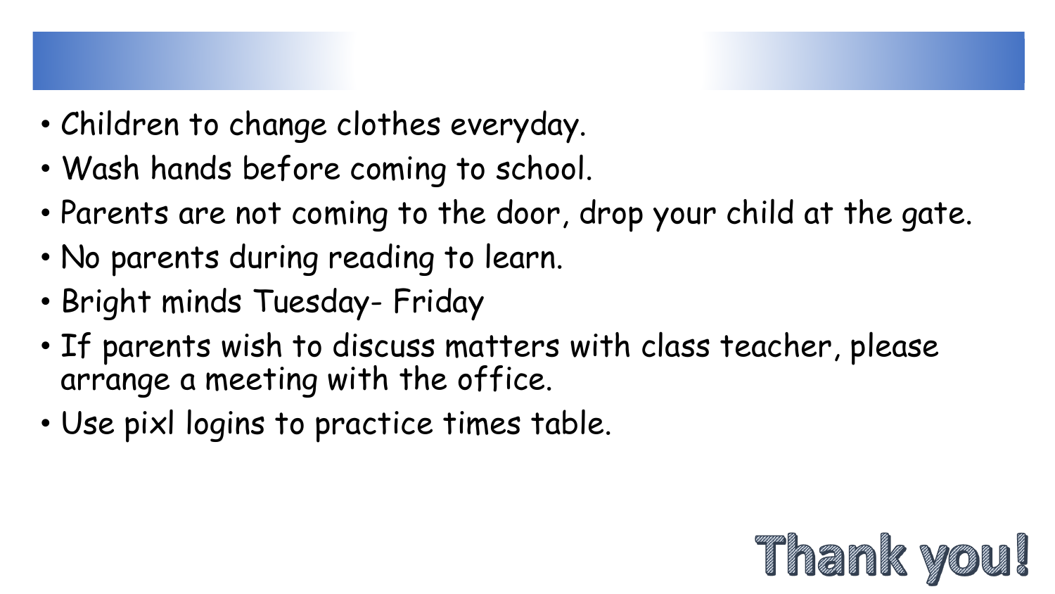- Children to change clothes everyday.
- Wash hands before coming to school.
- Parents are not coming to the door, drop your child at the gate.
- No parents during reading to learn.
- Bright minds Tuesday- Friday
- If parents wish to discuss matters with class teacher, please arrange a meeting with the office.
- Use pixl logins to practice times table.

**Thank you!**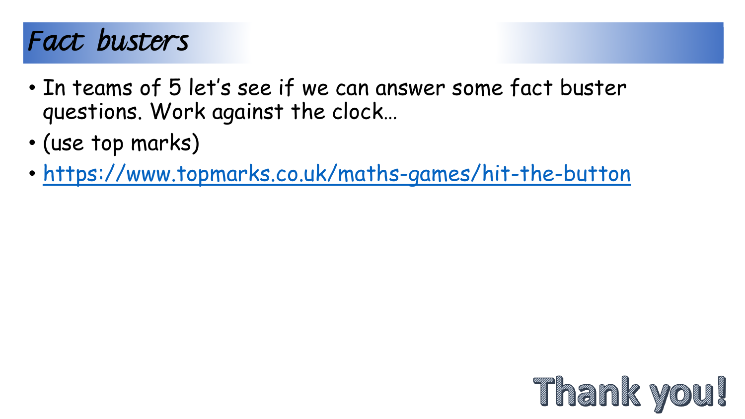# Fact busters

- In teams of 5 let's see if we can answer some fact buster questions. Work against the clock…
- (use top marks)
- [https://www.topmarks.co.uk/maths-games/hit-the-button](https://www.topmarks.co.uk/maths-games/hit-the-button)

Thank you!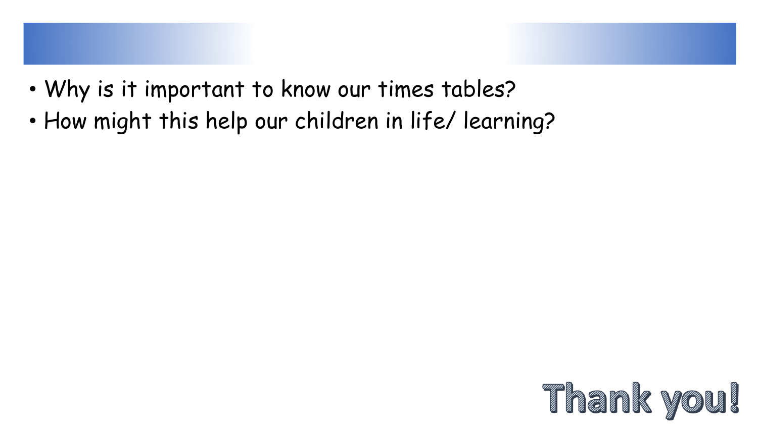- Why is it important to know our times tables?
- How might this help our children in life/ learning?

Thank you!